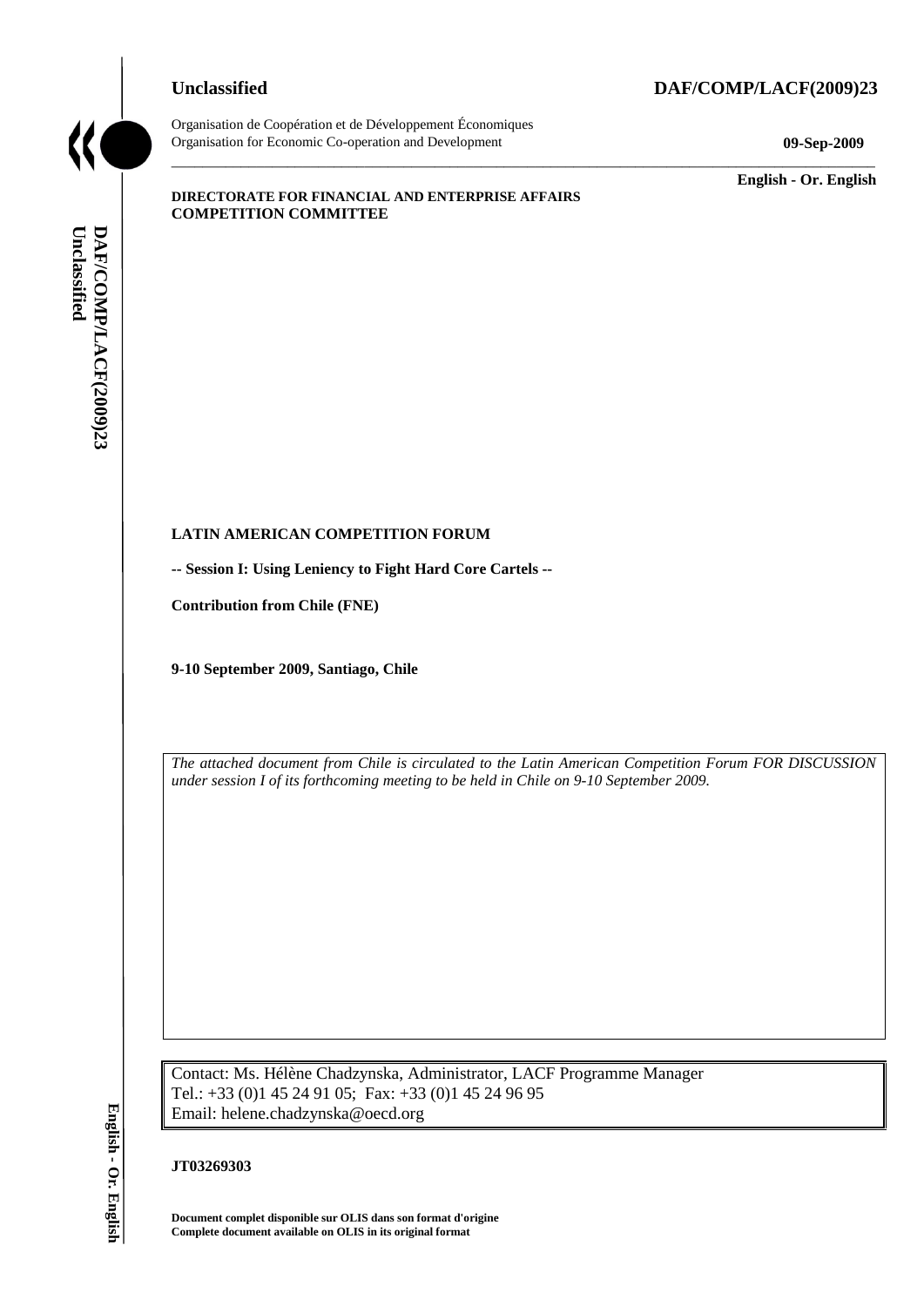**Unclassified** **DAF/COMP/LACF(2009)23**

Organisation de Coopération et de Développement Économiques
Organisation for Economic Co-operation and Development **09-Sep-2009**

**English - Or. English**

**DIRECTORATE FOR FINANCIAL AND ENTERPRISE AFFAIRS**
**COMPETITION COMMITTEE**

**LATIN AMERICAN COMPETITION FORUM**

**-- Session I: Using Leniency to Fight Hard Core Cartels --**

**Contribution from Chile (FNE)**

**9-10 September 2009, Santiago, Chile**

*The attached document from Chile is circulated to the Latin American Competition Forum FOR DISCUSSION under session I of its forthcoming meeting to be held in Chile on 9-10 September 2009.*

Contact: Ms. Hélène Chadzynska, Administrator, LACF Programme Manager
Tel.: +33 (0)1 45 24 91 05; Fax: +33 (0)1 45 24 96 95
Email: helene.chadzynska@oecd.org

**JT03269303**

**Document complet disponible sur OLIS dans son format d'origine**
**Complete document available on OLIS in its original format**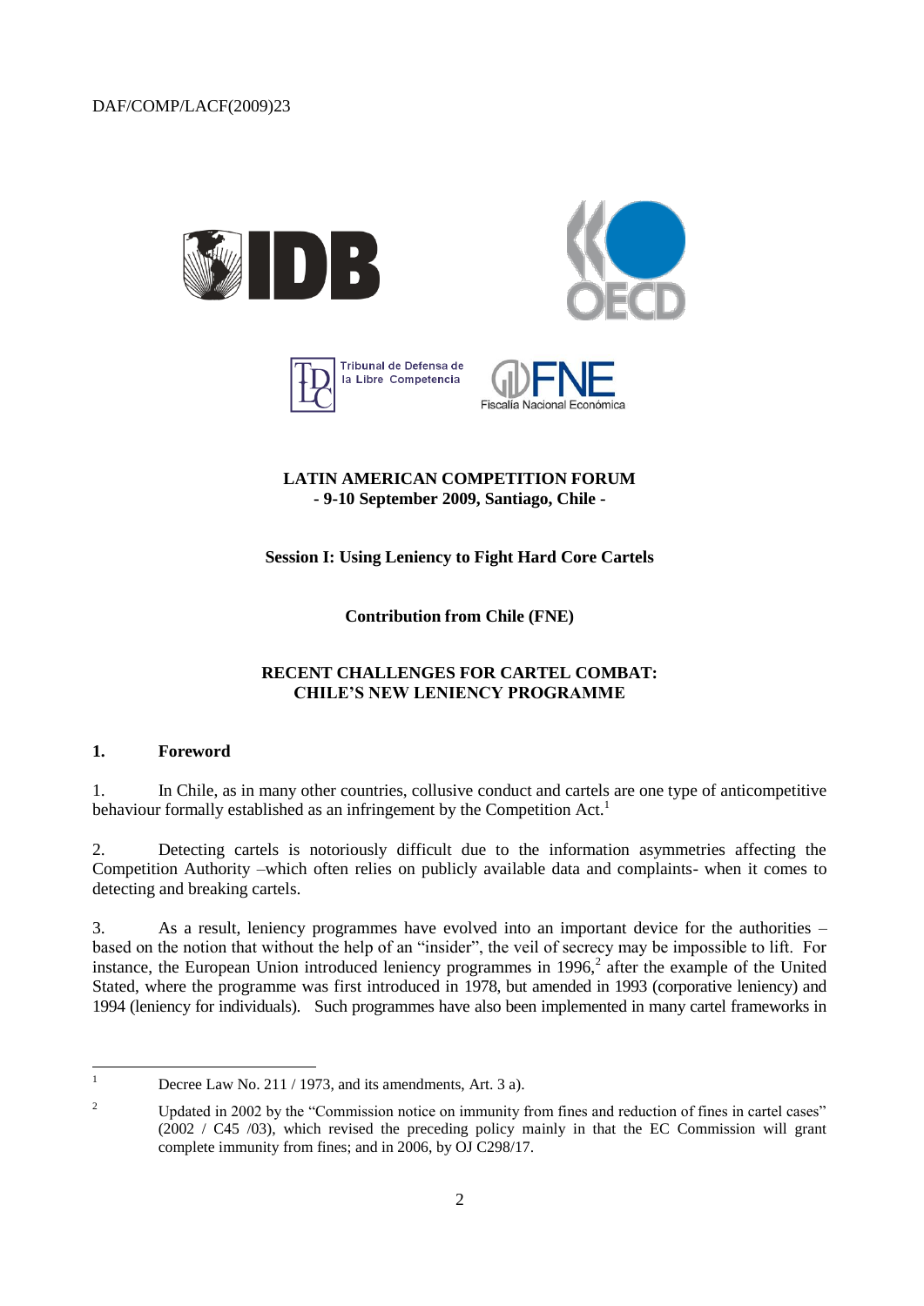**LATIN AMERICAN COMPETITION FORUM**
**- 9-10 September 2009, Santiago, Chile -**

**Session I: Using Leniency to Fight Hard Core Cartels**

**Contribution from Chile (FNE)**

**RECENT CHALLENGES FOR CARTEL COMBAT:**
**CHILE'S NEW LENIENCY PROGRAMME**

## 1. Foreword

1. In Chile, as in many other countries, collusive conduct and cartels are one type of anticompetitive behaviour formally established as an infringement by the Competition Act.[1]

2. Detecting cartels is notoriously difficult due to the information asymmetries affecting the Competition Authority –which often relies on publicly available data and complaints- when it comes to detecting and breaking cartels.

3. As a result, leniency programmes have evolved into an important device for the authorities – based on the notion that without the help of an "insider", the veil of secrecy may be impossible to lift. For instance, the European Union introduced leniency programmes in 1996,[2] after the example of the United Stated, where the programme was first introduced in 1978, but amended in 1993 (corporative leniency) and 1994 (leniency for individuals). Such programmes have also been implemented in many cartel frameworks in

---

[1] Decree Law No. 211 / 1973, and its amendments, Art. 3 a).

[2] Updated in 2002 by the "Commission notice on immunity from fines and reduction of fines in cartel cases" (2002 / C45 /03), which revised the preceding policy mainly in that the EC Commission will grant complete immunity from fines; and in 2006, by OJ C298/17.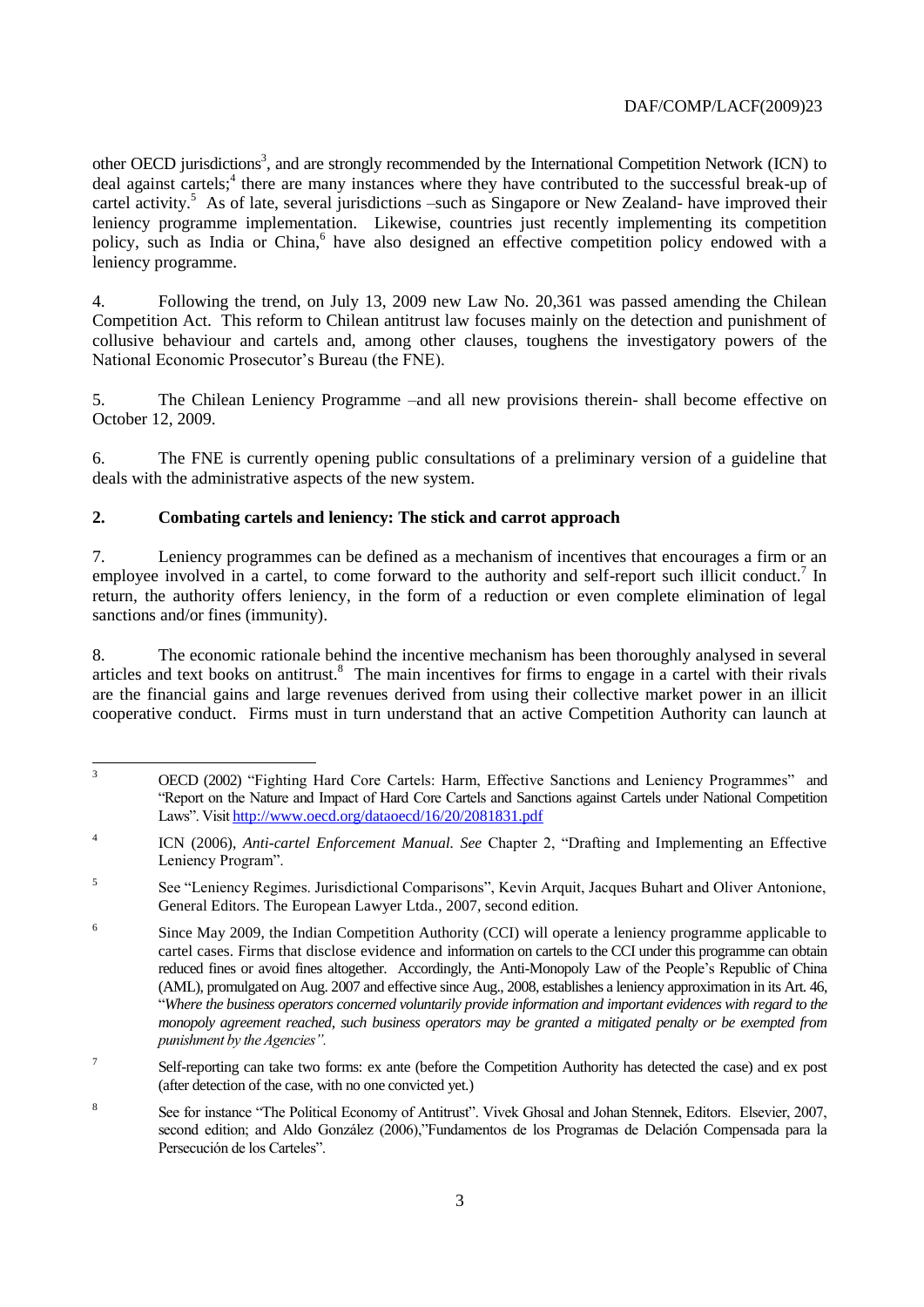other OECD jurisdictions[3], and are strongly recommended by the International Competition Network (ICN) to deal against cartels;[4] there are many instances where they have contributed to the successful break-up of cartel activity.[5] As of late, several jurisdictions –such as Singapore or New Zealand- have improved their leniency programme implementation. Likewise, countries just recently implementing its competition policy, such as India or China,[6] have also designed an effective competition policy endowed with a leniency programme.

4. Following the trend, on July 13, 2009 new Law No. 20,361 was passed amending the Chilean Competition Act. This reform to Chilean antitrust law focuses mainly on the detection and punishment of collusive behaviour and cartels and, among other clauses, toughens the investigatory powers of the National Economic Prosecutor's Bureau (the FNE).

5. The Chilean Leniency Programme –and all new provisions therein- shall become effective on October 12, 2009.

6. The FNE is currently opening public consultations of a preliminary version of a guideline that deals with the administrative aspects of the new system.

## 2. Combating cartels and leniency: The stick and carrot approach

7. Leniency programmes can be defined as a mechanism of incentives that encourages a firm or an employee involved in a cartel, to come forward to the authority and self-report such illicit conduct.[7] In return, the authority offers leniency, in the form of a reduction or even complete elimination of legal sanctions and/or fines (immunity).

8. The economic rationale behind the incentive mechanism has been thoroughly analysed in several articles and text books on antitrust.[8] The main incentives for firms to engage in a cartel with their rivals are the financial gains and large revenues derived from using their collective market power in an illicit cooperative conduct. Firms must in turn understand that an active Competition Authority can launch at

---

[3] OECD (2002) "Fighting Hard Core Cartels: Harm, Effective Sanctions and Leniency Programmes" and "Report on the Nature and Impact of Hard Core Cartels and Sanctions against Cartels under National Competition Laws". Visit http://www.oecd.org/dataoecd/16/20/2081831.pdf

[4] ICN (2006), *Anti-cartel Enforcement Manual. See* Chapter 2, "Drafting and Implementing an Effective Leniency Program".

[5] See "Leniency Regimes. Jurisdictional Comparisons", Kevin Arquit, Jacques Buhart and Oliver Antonione, General Editors. The European Lawyer Ltda., 2007, second edition.

[6] Since May 2009, the Indian Competition Authority (CCI) will operate a leniency programme applicable to cartel cases. Firms that disclose evidence and information on cartels to the CCI under this programme can obtain reduced fines or avoid fines altogether. Accordingly, the Anti-Monopoly Law of the People's Republic of China (AML), promulgated on Aug. 2007 and effective since Aug., 2008, establishes a leniency approximation in its Art. 46, "*Where the business operators concerned voluntarily provide information and important evidences with regard to the monopoly agreement reached, such business operators may be granted a mitigated penalty or be exempted from punishment by the Agencies".*

[7] Self-reporting can take two forms: ex ante (before the Competition Authority has detected the case) and ex post (after detection of the case, with no one convicted yet.)

[8] See for instance "The Political Economy of Antitrust". Vivek Ghosal and Johan Stennek, Editors. Elsevier, 2007, second edition; and Aldo González (2006),"Fundamentos de los Programas de Delación Compensada para la Persecución de los Carteles".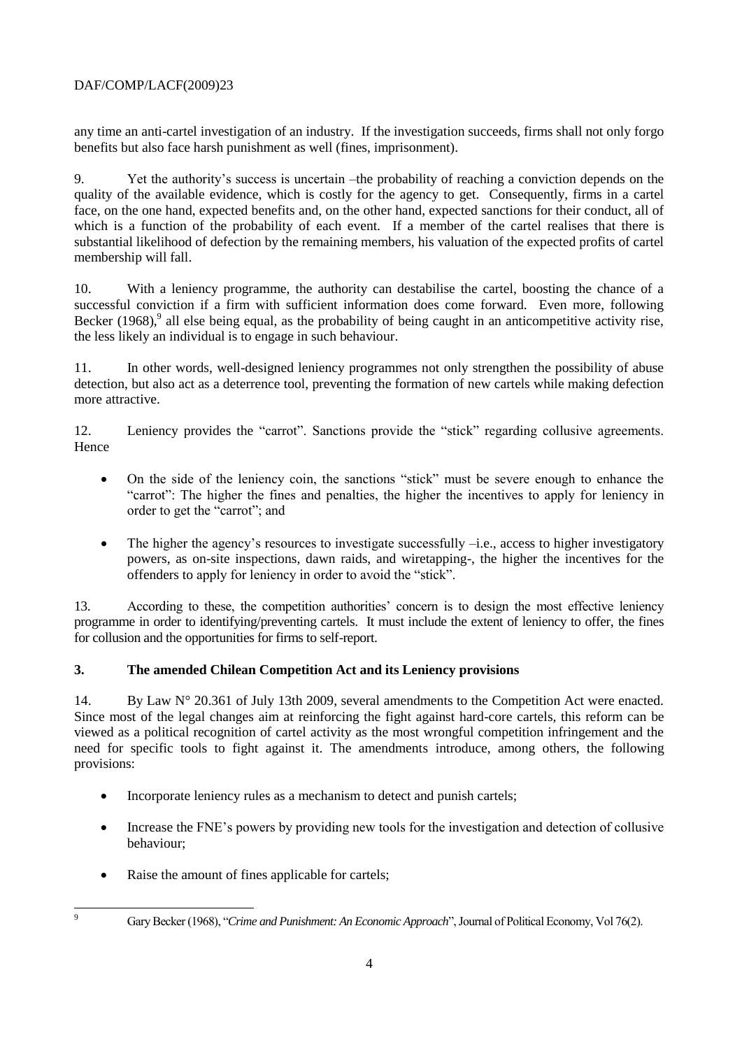any time an anti-cartel investigation of an industry. If the investigation succeeds, firms shall not only forgo benefits but also face harsh punishment as well (fines, imprisonment).

9. Yet the authority's success is uncertain –the probability of reaching a conviction depends on the quality of the available evidence, which is costly for the agency to get. Consequently, firms in a cartel face, on the one hand, expected benefits and, on the other hand, expected sanctions for their conduct, all of which is a function of the probability of each event. If a member of the cartel realises that there is substantial likelihood of defection by the remaining members, his valuation of the expected profits of cartel membership will fall.

10. With a leniency programme, the authority can destabilise the cartel, boosting the chance of a successful conviction if a firm with sufficient information does come forward. Even more, following Becker (1968),[9] all else being equal, as the probability of being caught in an anticompetitive activity rise, the less likely an individual is to engage in such behaviour.

11. In other words, well-designed leniency programmes not only strengthen the possibility of abuse detection, but also act as a deterrence tool, preventing the formation of new cartels while making defection more attractive.

12. Leniency provides the "carrot". Sanctions provide the "stick" regarding collusive agreements. Hence

- On the side of the leniency coin, the sanctions "stick" must be severe enough to enhance the "carrot": The higher the fines and penalties, the higher the incentives to apply for leniency in order to get the "carrot"; and
- The higher the agency's resources to investigate successfully –i.e., access to higher investigatory powers, as on-site inspections, dawn raids, and wiretapping-, the higher the incentives for the offenders to apply for leniency in order to avoid the "stick".

13. According to these, the competition authorities' concern is to design the most effective leniency programme in order to identifying/preventing cartels. It must include the extent of leniency to offer, the fines for collusion and the opportunities for firms to self-report.

## 3. The amended Chilean Competition Act and its Leniency provisions

14. By Law N° 20.361 of July 13th 2009, several amendments to the Competition Act were enacted. Since most of the legal changes aim at reinforcing the fight against hard-core cartels, this reform can be viewed as a political recognition of cartel activity as the most wrongful competition infringement and the need for specific tools to fight against it. The amendments introduce, among others, the following provisions:

- Incorporate leniency rules as a mechanism to detect and punish cartels;
- Increase the FNE's powers by providing new tools for the investigation and detection of collusive behaviour;
- Raise the amount of fines applicable for cartels;

[9] Gary Becker (1968), "*Crime and Punishment: An Economic Approach*", Journal of Political Economy, Vol 76(2).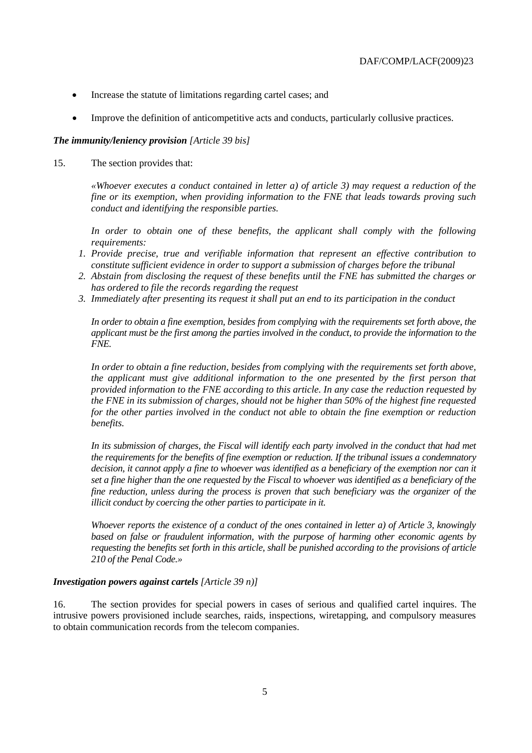- Increase the statute of limitations regarding cartel cases; and
- Improve the definition of anticompetitive acts and conducts, particularly collusive practices.

***The immunity/leniency provision*** *[Article 39 bis]*

15. The section provides that:

> *«Whoever executes a conduct contained in letter a) of article 3) may request a reduction of the fine or its exemption, when providing information to the FNE that leads towards proving such conduct and identifying the responsible parties.*
>
> *In order to obtain one of these benefits, the applicant shall comply with the following requirements:*
>
> 1. *Provide precise, true and verifiable information that represent an effective contribution to constitute sufficient evidence in order to support a submission of charges before the tribunal*
> 2. *Abstain from disclosing the request of these benefits until the FNE has submitted the charges or has ordered to file the records regarding the request*
> 3. *Immediately after presenting its request it shall put an end to its participation in the conduct*
>
> *In order to obtain a fine exemption, besides from complying with the requirements set forth above, the applicant must be the first among the parties involved in the conduct, to provide the information to the FNE.*
>
> *In order to obtain a fine reduction, besides from complying with the requirements set forth above, the applicant must give additional information to the one presented by the first person that provided information to the FNE according to this article. In any case the reduction requested by the FNE in its submission of charges, should not be higher than 50% of the highest fine requested for the other parties involved in the conduct not able to obtain the fine exemption or reduction benefits.*
>
> *In its submission of charges, the Fiscal will identify each party involved in the conduct that had met the requirements for the benefits of fine exemption or reduction. If the tribunal issues a condemnatory decision, it cannot apply a fine to whoever was identified as a beneficiary of the exemption nor can it set a fine higher than the one requested by the Fiscal to whoever was identified as a beneficiary of the fine reduction, unless during the process is proven that such beneficiary was the organizer of the illicit conduct by coercing the other parties to participate in it.*
>
> *Whoever reports the existence of a conduct of the ones contained in letter a) of Article 3, knowingly based on false or fraudulent information, with the purpose of harming other economic agents by requesting the benefits set forth in this article, shall be punished according to the provisions of article 210 of the Penal Code.»*

***Investigation powers against cartels*** *[Article 39 n)]*

16. The section provides for special powers in cases of serious and qualified cartel inquires. The intrusive powers provisioned include searches, raids, inspections, wiretapping, and compulsory measures to obtain communication records from the telecom companies.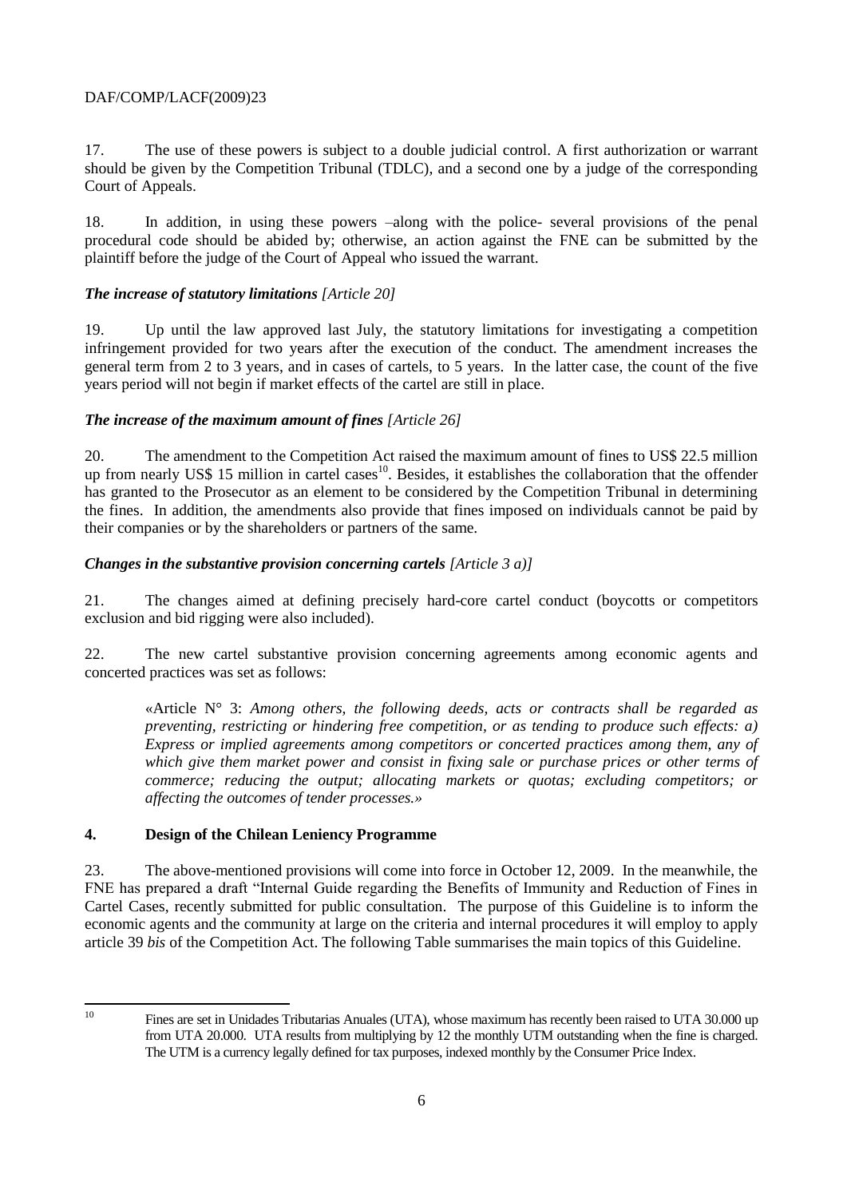17. The use of these powers is subject to a double judicial control. A first authorization or warrant should be given by the Competition Tribunal (TDLC), and a second one by a judge of the corresponding Court of Appeals.

18. In addition, in using these powers –along with the police- several provisions of the penal procedural code should be abided by; otherwise, an action against the FNE can be submitted by the plaintiff before the judge of the Court of Appeal who issued the warrant.

### *The increase of statutory limitations [Article 20]*

19. Up until the law approved last July, the statutory limitations for investigating a competition infringement provided for two years after the execution of the conduct. The amendment increases the general term from 2 to 3 years, and in cases of cartels, to 5 years. In the latter case, the count of the five years period will not begin if market effects of the cartel are still in place.

### *The increase of the maximum amount of fines [Article 26]*

20. The amendment to the Competition Act raised the maximum amount of fines to US$ 22.5 million up from nearly US$ 15 million in cartel cases[10]. Besides, it establishes the collaboration that the offender has granted to the Prosecutor as an element to be considered by the Competition Tribunal in determining the fines. In addition, the amendments also provide that fines imposed on individuals cannot be paid by their companies or by the shareholders or partners of the same.

### *Changes in the substantive provision concerning cartels [Article 3 a)]*

21. The changes aimed at defining precisely hard-core cartel conduct (boycotts or competitors exclusion and bid rigging were also included).

22. The new cartel substantive provision concerning agreements among economic agents and concerted practices was set as follows:

> «Article N° 3: *Among others, the following deeds, acts or contracts shall be regarded as preventing, restricting or hindering free competition, or as tending to produce such effects: a) Express or implied agreements among competitors or concerted practices among them, any of which give them market power and consist in fixing sale or purchase prices or other terms of commerce; reducing the output; allocating markets or quotas; excluding competitors; or affecting the outcomes of tender processes.*»

## 4. Design of the Chilean Leniency Programme

23. The above-mentioned provisions will come into force in October 12, 2009. In the meanwhile, the FNE has prepared a draft "Internal Guide regarding the Benefits of Immunity and Reduction of Fines in Cartel Cases, recently submitted for public consultation. The purpose of this Guideline is to inform the economic agents and the community at large on the criteria and internal procedures it will employ to apply article 39 *bis* of the Competition Act. The following Table summarises the main topics of this Guideline.

---

[10] Fines are set in Unidades Tributarias Anuales (UTA), whose maximum has recently been raised to UTA 30.000 up from UTA 20.000. UTA results from multiplying by 12 the monthly UTM outstanding when the fine is charged. The UTM is a currency legally defined for tax purposes, indexed monthly by the Consumer Price Index.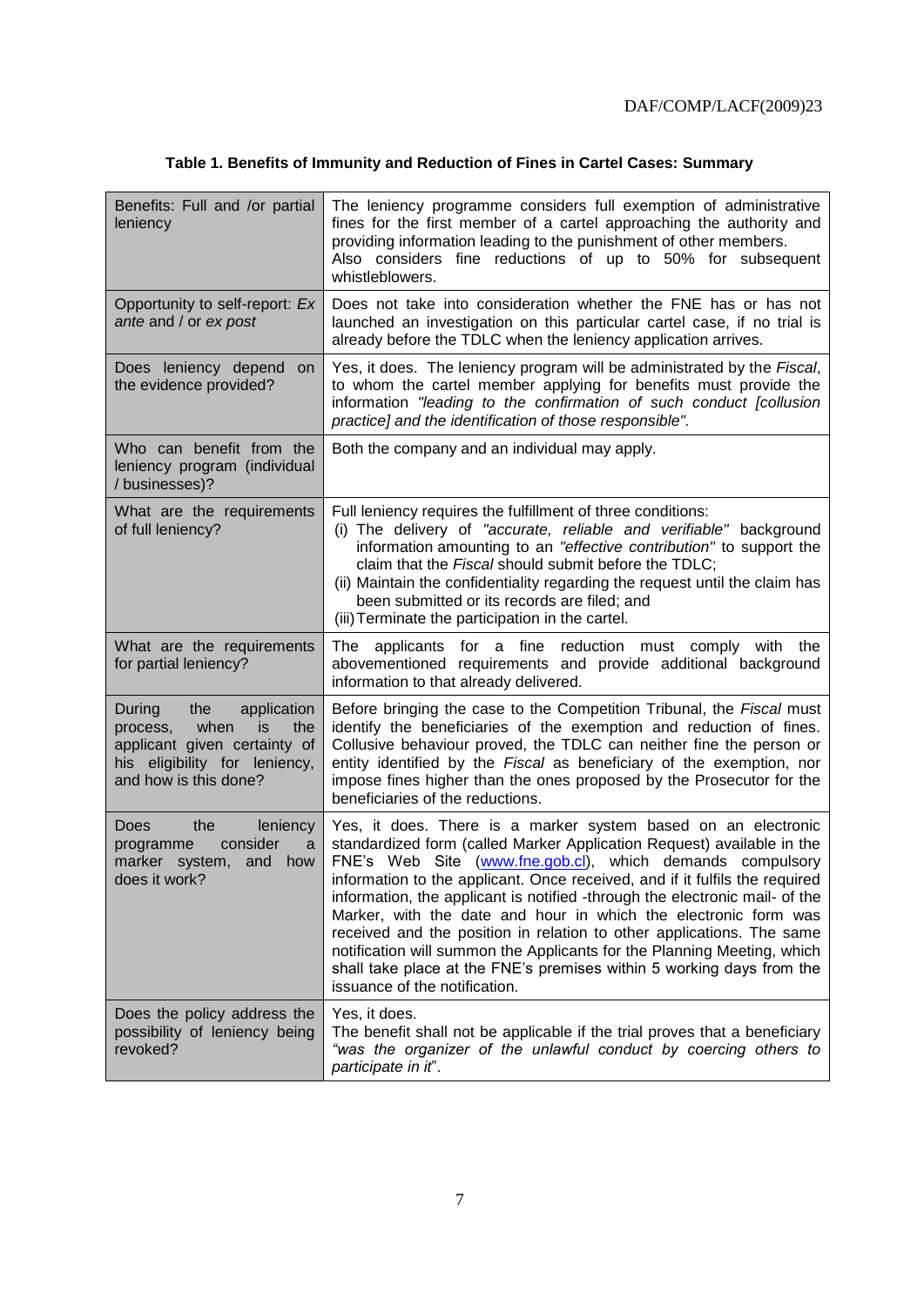**Table 1. Benefits of Immunity and Reduction of Fines in Cartel Cases: Summary**

| | |
|---|---|
| Benefits: Full and /or partial leniency | The leniency programme considers full exemption of administrative fines for the first member of a cartel approaching the authority and providing information leading to the punishment of other members. Also considers fine reductions of up to 50% for subsequent whistleblowers. |
| Opportunity to self-report: *Ex ante* and / or *ex post* | Does not take into consideration whether the FNE has or has not launched an investigation on this particular cartel case, if no trial is already before the TDLC when the leniency application arrives. |
| Does leniency depend on the evidence provided? | Yes, it does. The leniency program will be administrated by the *Fiscal*, to whom the cartel member applying for benefits must provide the information *"leading to the confirmation of such conduct [collusion practice] and the identification of those responsible"*. |
| Who can benefit from the leniency program (individual / businesses)? | Both the company and an individual may apply. |
| What are the requirements of full leniency? | Full leniency requires the fulfillment of three conditions:<br>(i) The delivery of *"accurate, reliable and verifiable"* background information amounting to an *"effective contribution"* to support the claim that the *Fiscal* should submit before the TDLC;<br>(ii) Maintain the confidentiality regarding the request until the claim has been submitted or its records are filed; and<br>(iii) Terminate the participation in the cartel. |
| What are the requirements for partial leniency? | The applicants for a fine reduction must comply with the abovementioned requirements and provide additional background information to that already delivered. |
| During the application process, when is the applicant given certainty of his eligibility for leniency, and how is this done? | Before bringing the case to the Competition Tribunal, the *Fiscal* must identify the beneficiaries of the exemption and reduction of fines. Collusive behaviour proved, the TDLC can neither fine the person or entity identified by the *Fiscal* as beneficiary of the exemption, nor impose fines higher than the ones proposed by the Prosecutor for the beneficiaries of the reductions. |
| Does the leniency programme consider a marker system, and how does it work? | Yes, it does. There is a marker system based on an electronic standardized form (called Marker Application Request) available in the FNE's Web Site (www.fne.gob.cl), which demands compulsory information to the applicant. Once received, and if it fulfils the required information, the applicant is notified -through the electronic mail- of the Marker, with the date and hour in which the electronic form was received and the position in relation to other applications. The same notification will summon the Applicants for the Planning Meeting, which shall take place at the FNE's premises within 5 working days from the issuance of the notification. |
| Does the policy address the possibility of leniency being revoked? | Yes, it does.<br>The benefit shall not be applicable if the trial proves that a beneficiary *"was the organizer of the unlawful conduct by coercing others to participate in it"*. |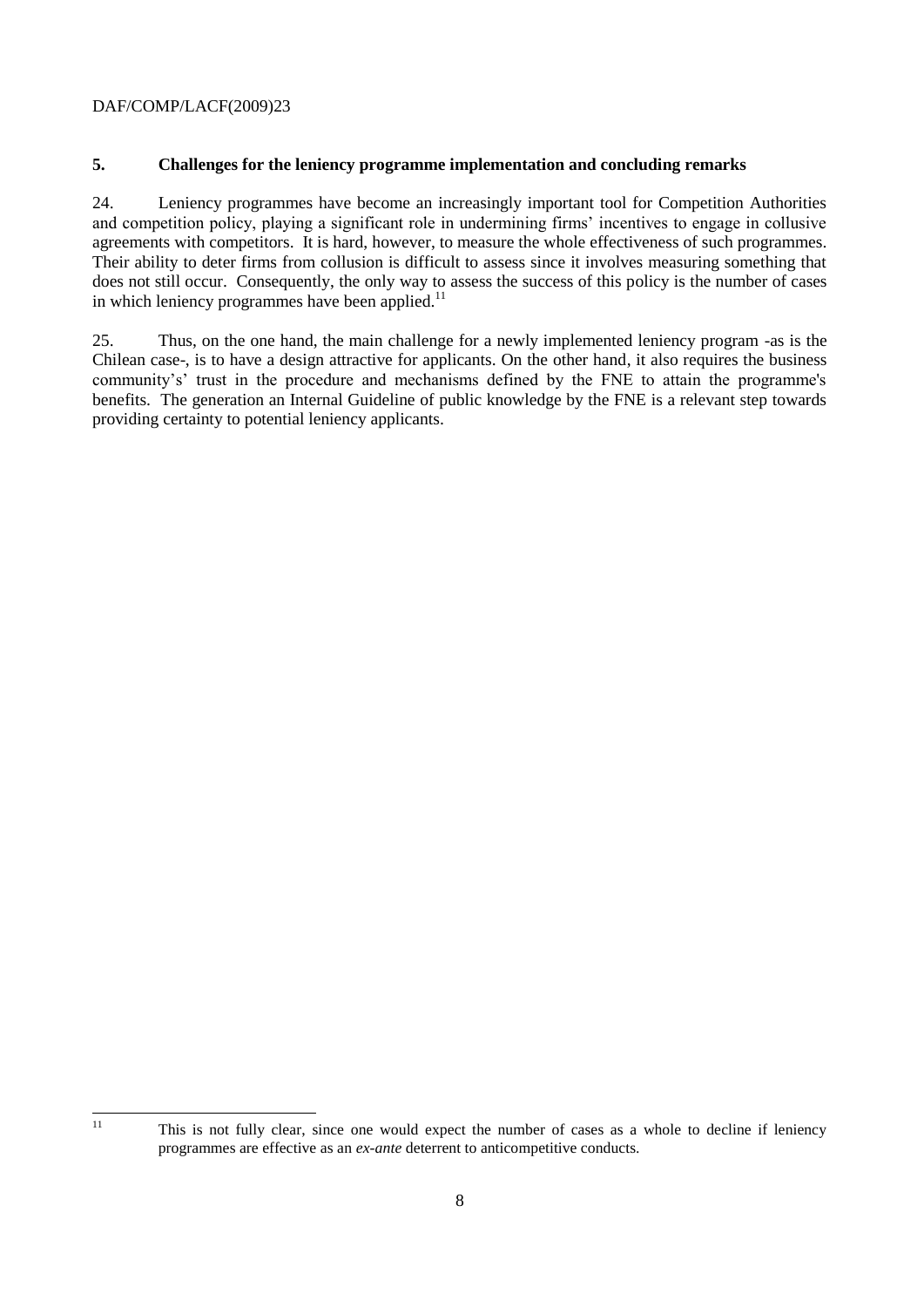## 5. Challenges for the leniency programme implementation and concluding remarks

24. Leniency programmes have become an increasingly important tool for Competition Authorities and competition policy, playing a significant role in undermining firms' incentives to engage in collusive agreements with competitors. It is hard, however, to measure the whole effectiveness of such programmes. Their ability to deter firms from collusion is difficult to assess since it involves measuring something that does not still occur. Consequently, the only way to assess the success of this policy is the number of cases in which leniency programmes have been applied.[11]

25. Thus, on the one hand, the main challenge for a newly implemented leniency program -as is the Chilean case-, is to have a design attractive for applicants. On the other hand, it also requires the business community's' trust in the procedure and mechanisms defined by the FNE to attain the programme's benefits. The generation an Internal Guideline of public knowledge by the FNE is a relevant step towards providing certainty to potential leniency applicants.

---

[11] This is not fully clear, since one would expect the number of cases as a whole to decline if leniency programmes are effective as an *ex-ante* deterrent to anticompetitive conducts.